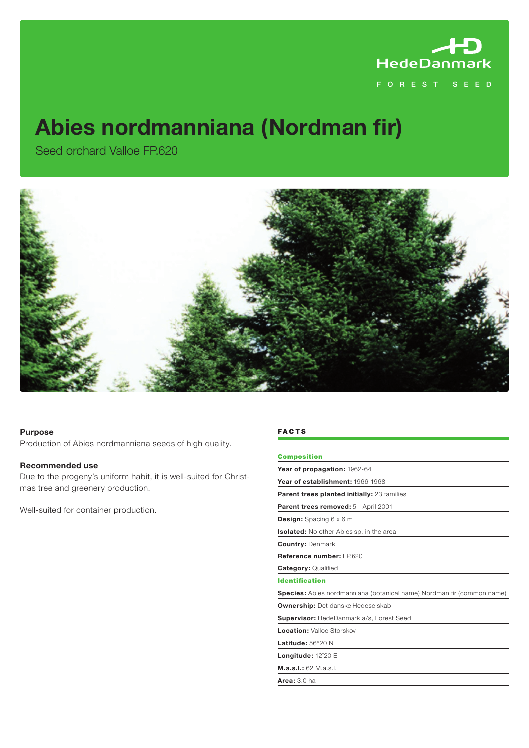HedeDanmark

FOREST SEED

# Abies nordmanniana (Nordman fir)

Seed orchard Valloe FP.620

### Purpose

Production of Abies nordmanniana seeds of high quality.

### Recommended use

Due to the progeny's uniform habit, it is well-suited for Christmas tree and greenery production.

Well-suited for container production.

### FACTS

**Composition**

**Year of propagation:** 1962-64

**Year of establishment:** 1966-1968

**Parent trees planted initially:** 23 families

**Parent trees removed:** 5 - April 2001

**Design:** Spacing 6 x 6 m

**Isolated:** No other Abies sp. in the area

**Country:** Denmark

**Reference number:** FP.620

**Category:** Qualified

**Identification**

**Species:** Abies nordmanniana (botanical name) Nordman fir (common name)

**Ownership:** Det danske Hedeselskab

**Supervisor:** HedeDanmark a/s, Forest Seed

**Location:** Valloe Storskov

**Latitude:** 56°20 N

**Longitude:** 12°20 E

**M.a.s.l.:** 62 M.a.s.l.

**Area:** 3.0 ha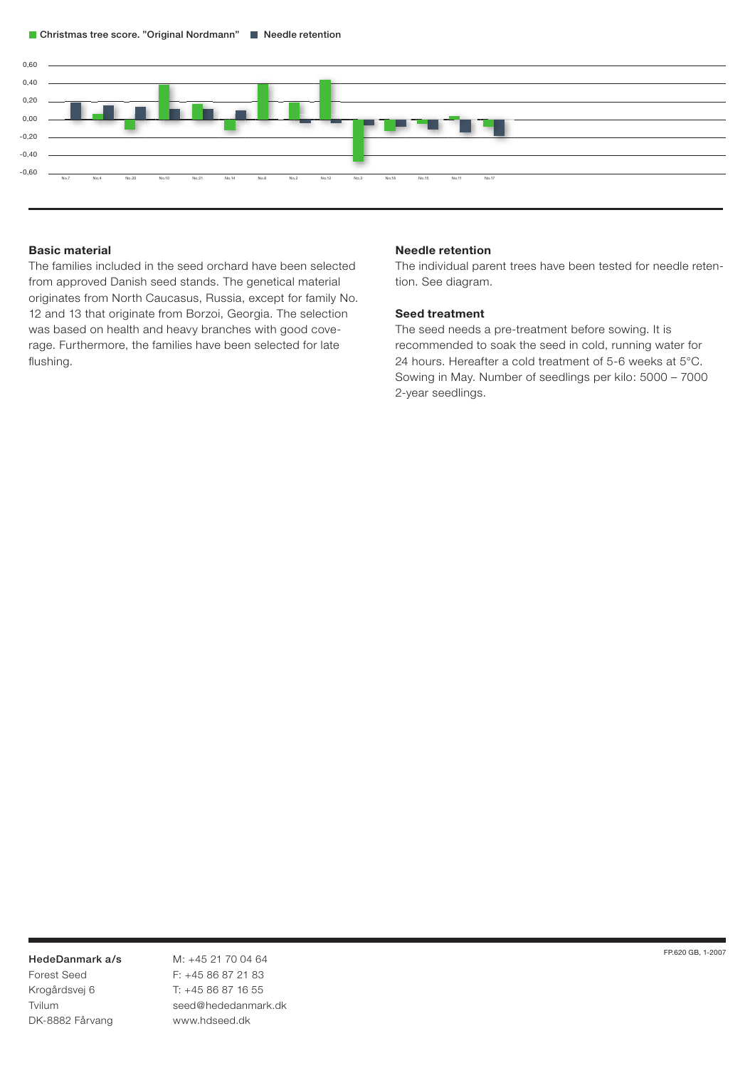Christmas tree score. "Original Nordmann"  Needle retention

0,60
0,40
0,20
0,00
-0,20
-0,40
-0,60

No.7 No.4 No.20 No.10 No.21 No.14 No.6 No.2 No.12 No.3 No.16 No.15 No.11 No.17

## Basic material

The families included in the seed orchard have been selected from approved Danish seed stands. The genetical material originates from North Caucasus, Russia, except for family No. 12 and 13 that originate from Borzoi, Georgia. The selection was based on health and heavy branches with good coverage. Furthermore, the families have been selected for late flushing.

## Needle retention

The individual parent trees have been tested for needle retention. See diagram.

## Seed treatment

The seed needs a pre-treatment before sowing. It is recommended to soak the seed in cold, running water for 24 hours. Hereafter a cold treatment of 5-6 weeks at 5°C. Sowing in May. Number of seedlings per kilo: 5000 – 7000 2-year seedlings.

**HedeDanmark a/s**
Forest Seed
Krogårdsvej 6
Tvilum
DK-8882 Fårvang

M: +45 21 70 04 64
F: +45 86 87 21 83
T: +45 86 87 16 55
seed@hededanmark.dk
www.hdseed.dk

FP.620 GB, 1-2007